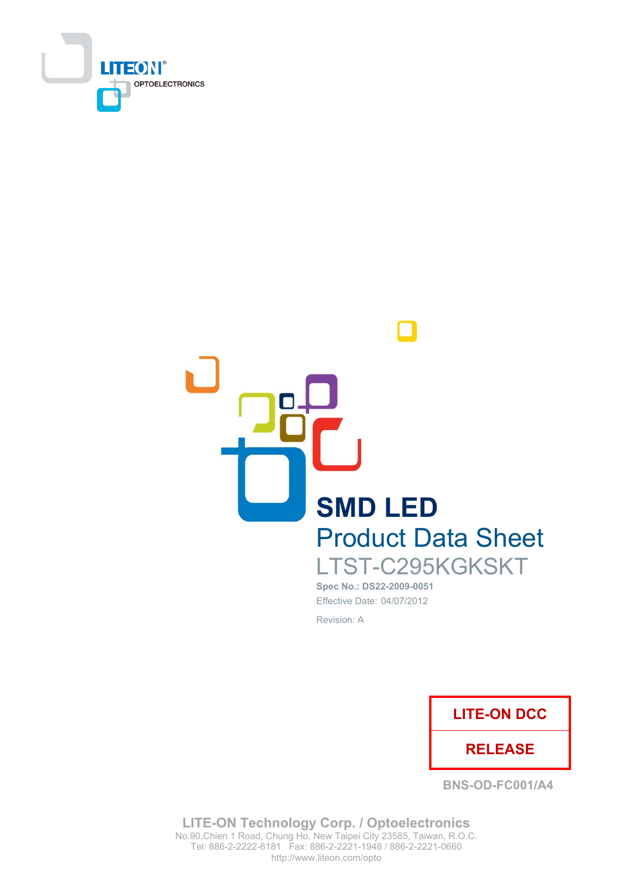LITEON
OPTOELECTRONICS

# SMD LED

## Product Data Sheet

### LTST-C295KGKSKT

**Spec No.: DS22-2009-0051**

Effective Date: 04/07/2012

Revision: A

| LITE-ON DCC |
| --- |
| RELEASE |

BNS-OD-FC001/A4

**LITE-ON Technology Corp. / Optoelectronics**
No.90,Chien 1 Road, Chung Ho, New Taipei City 23585, Taiwan, R.O.C.
Tel: 886-2-2222-6181 Fax: 886-2-2221-1948 / 886-2-2221-0660
http://www.liteon.com/opto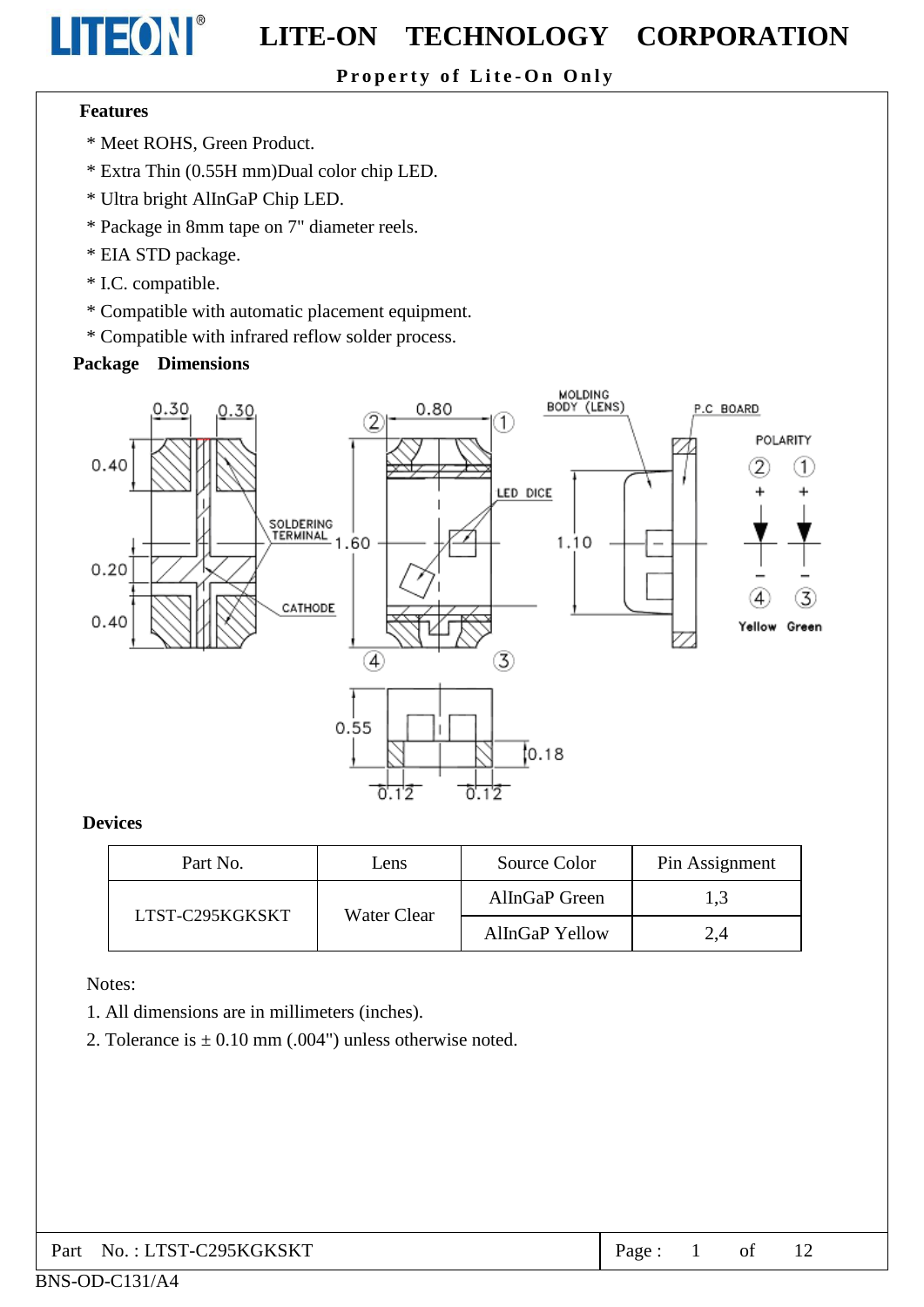## Features

* Meet ROHS, Green Product.
* Extra Thin (0.55H mm)Dual color chip LED.
* Ultra bright AlInGaP Chip LED.
* Package in 8mm tape on 7" diameter reels.
* EIA STD package.
* I.C. compatible.
* Compatible with automatic placement equipment.
* Compatible with infrared reflow solder process.

## Package Dimensions

## Devices

| Part No. | Lens | Source Color | Pin Assignment |
|---|---|---|---|
| LTST-C295KGKSKT | Water Clear | AlInGaP Green | 1,3 |
| | | AlInGaP Yellow | 2,4 |

Notes:

1. All dimensions are in millimeters (inches).
2. Tolerance is ± 0.10 mm (.004") unless otherwise noted.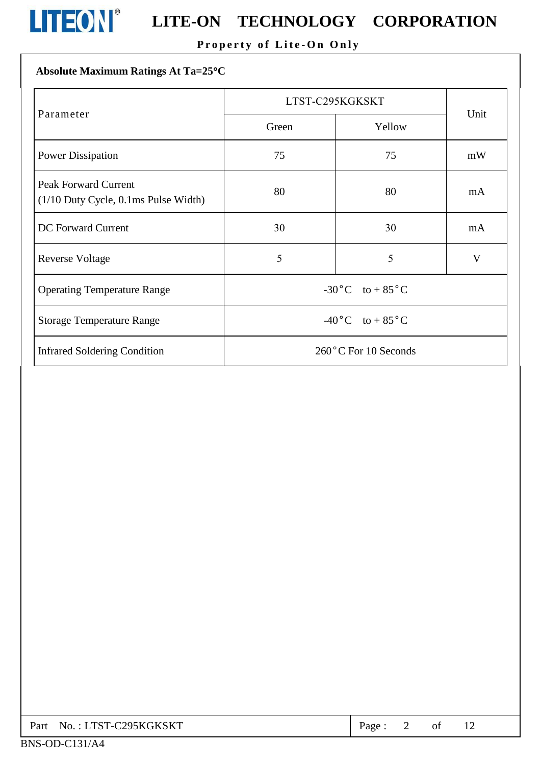## Absolute Maximum Ratings At Ta=25°C

| Parameter | LTST-C295KGKSKT | | Unit |
|---|---|---|---|
| | Green | Yellow | |
| Power Dissipation | 75 | 75 | mW |
| Peak Forward Current (1/10 Duty Cycle, 0.1ms Pulse Width) | 80 | 80 | mA |
| DC Forward Current | 30 | 30 | mA |
| Reverse Voltage | 5 | 5 | V |
| Operating Temperature Range | -30°C to + 85°C | | |
| Storage Temperature Range | -40°C to + 85°C | | |
| Infrared Soldering Condition | 260°C For 10 Seconds | | |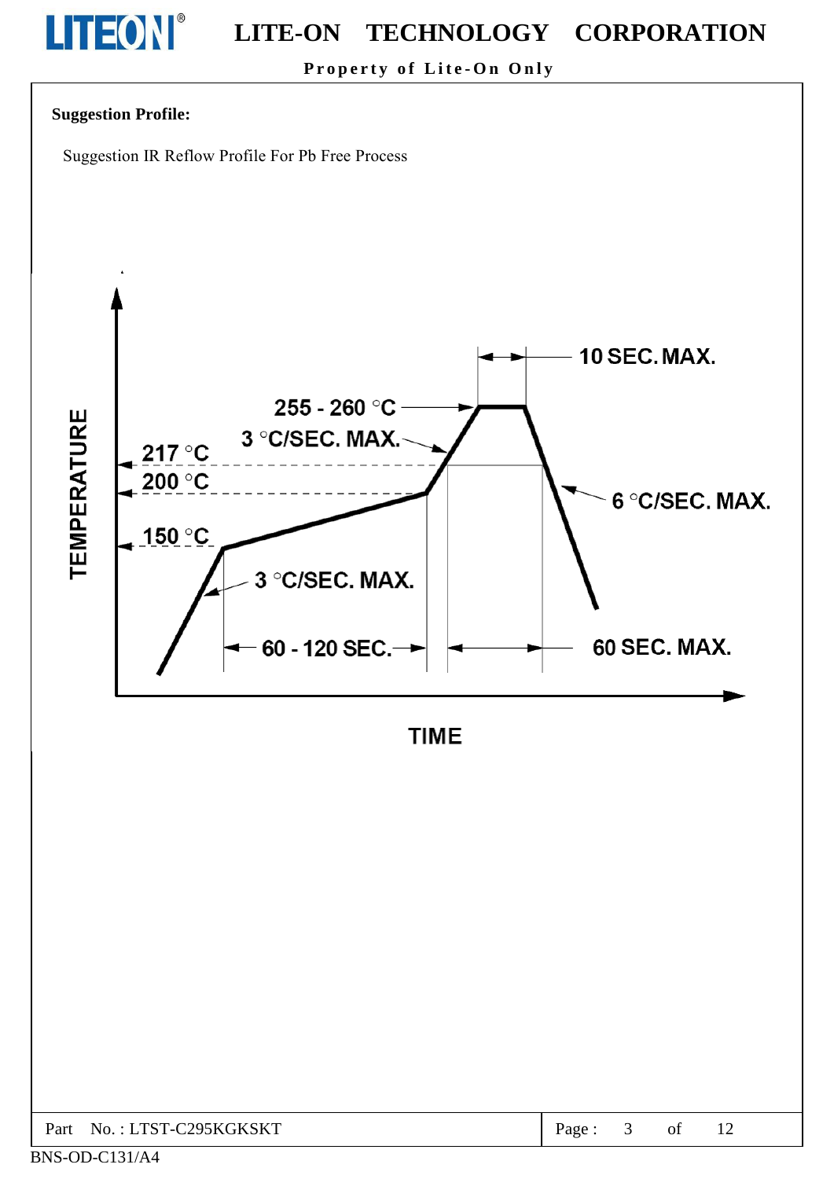**Suggestion Profile:**

Suggestion IR Reflow Profile For Pb Free Process

TEMPERATURE

255 - 260 °C

3 °C/SEC. MAX.

217 °C

200 °C

150 °C

3 °C/SEC. MAX.

10 SEC. MAX.

6 °C/SEC. MAX.

60 - 120 SEC.

60 SEC. MAX.

TIME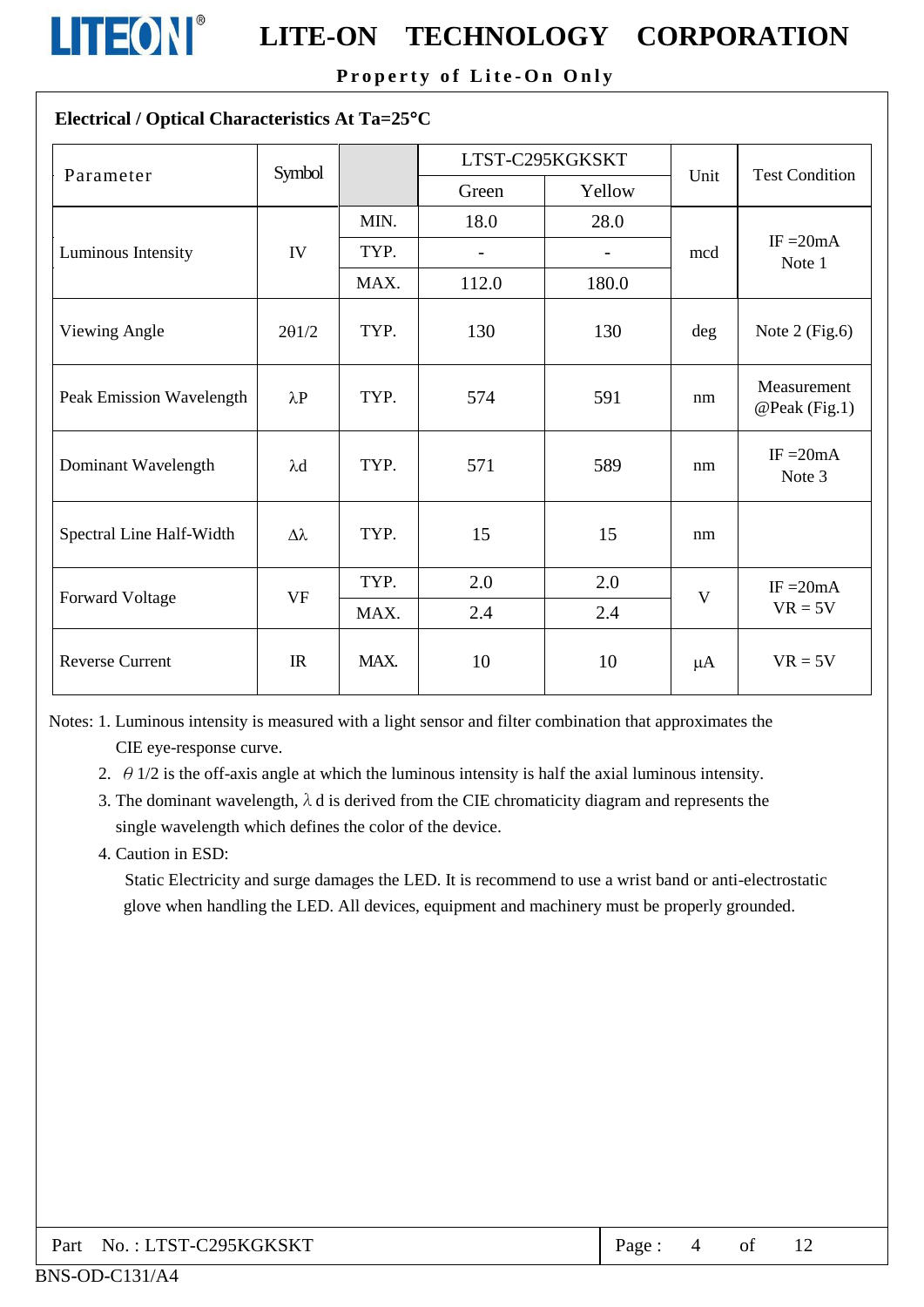## Electrical / Optical Characteristics At Ta=25°C

| Parameter | Symbol | | LTST-C295KGKSKT | | Unit | Test Condition |
|---|---|---|---|---|---|---|
| | | | Green | Yellow | | |
| Luminous Intensity | IV | MIN. | 18.0 | 28.0 | mcd | IF =20mA Note 1 |
| | | TYP. | - | - | | |
| | | MAX. | 112.0 | 180.0 | | |
| Viewing Angle | 2θ1/2 | TYP. | 130 | 130 | deg | Note 2 (Fig.6) |
| Peak Emission Wavelength | λP | TYP. | 574 | 591 | nm | Measurement @Peak (Fig.1) |
| Dominant Wavelength | λd | TYP. | 571 | 589 | nm | IF =20mA Note 3 |
| Spectral Line Half-Width | Δλ | TYP. | 15 | 15 | nm | |
| Forward Voltage | VF | TYP. | 2.0 | 2.0 | V | IF =20mA VR = 5V |
| | | MAX. | 2.4 | 2.4 | | |
| Reverse Current | IR | MAX. | 10 | 10 | μA | VR = 5V |

Notes: 1. Luminous intensity is measured with a light sensor and filter combination that approximates the CIE eye-response curve.

2. θ 1/2 is the off-axis angle at which the luminous intensity is half the axial luminous intensity.

3. The dominant wavelength, λ d is derived from the CIE chromaticity diagram and represents the single wavelength which defines the color of the device.

4. Caution in ESD:
   Static Electricity and surge damages the LED. It is recommend to use a wrist band or anti-electrostatic glove when handling the LED. All devices, equipment and machinery must be properly grounded.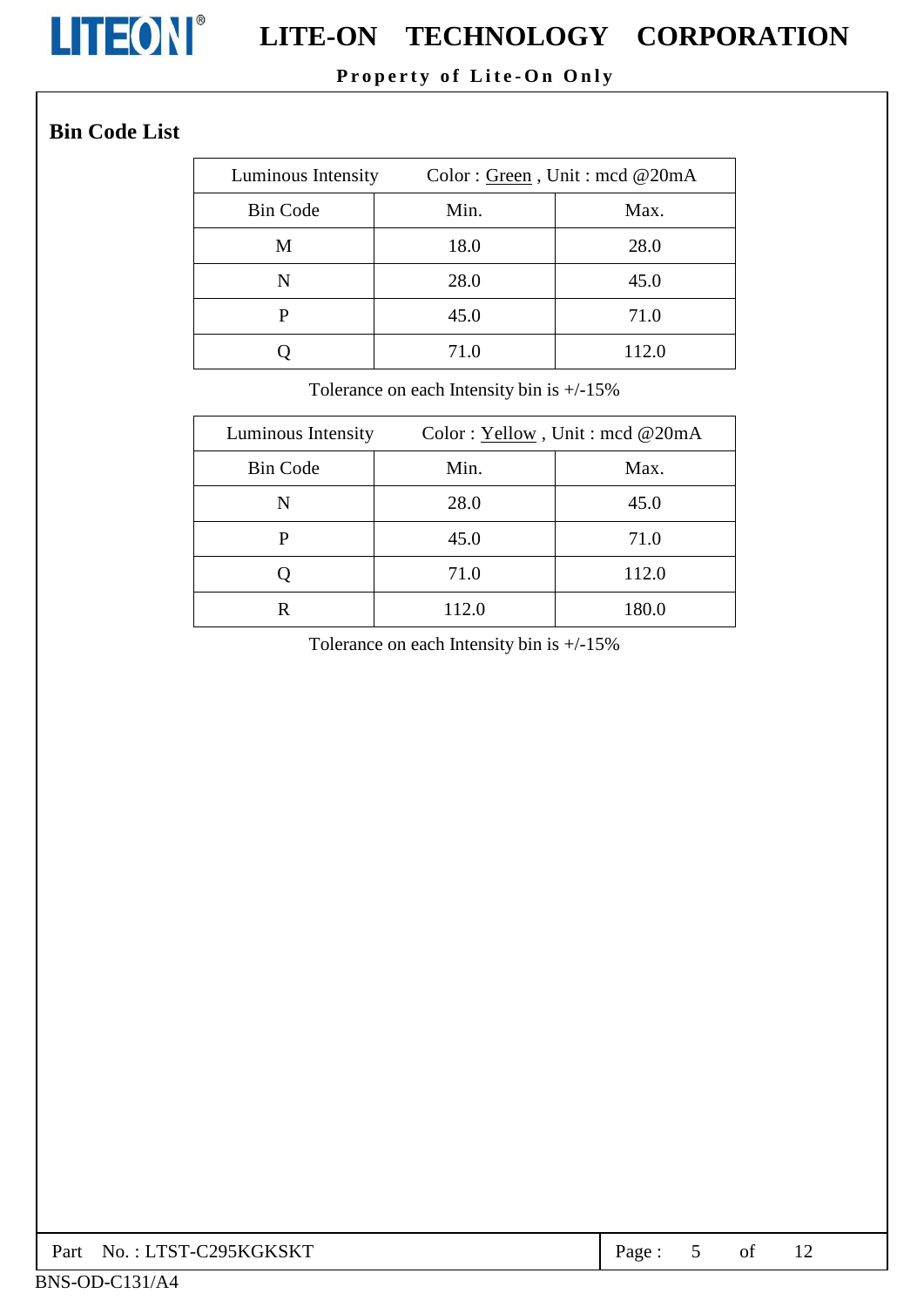## Bin Code List

| Luminous Intensity | Color : Green , Unit : mcd @20mA | |
|---|---|---|
| Bin Code | Min. | Max. |
| M | 18.0 | 28.0 |
| N | 28.0 | 45.0 |
| P | 45.0 | 71.0 |
| Q | 71.0 | 112.0 |

Tolerance on each Intensity bin is +/-15%

| Luminous Intensity | Color : Yellow , Unit : mcd @20mA | |
|---|---|---|
| Bin Code | Min. | Max. |
| N | 28.0 | 45.0 |
| P | 45.0 | 71.0 |
| Q | 71.0 | 112.0 |
| R | 112.0 | 180.0 |

Tolerance on each Intensity bin is +/-15%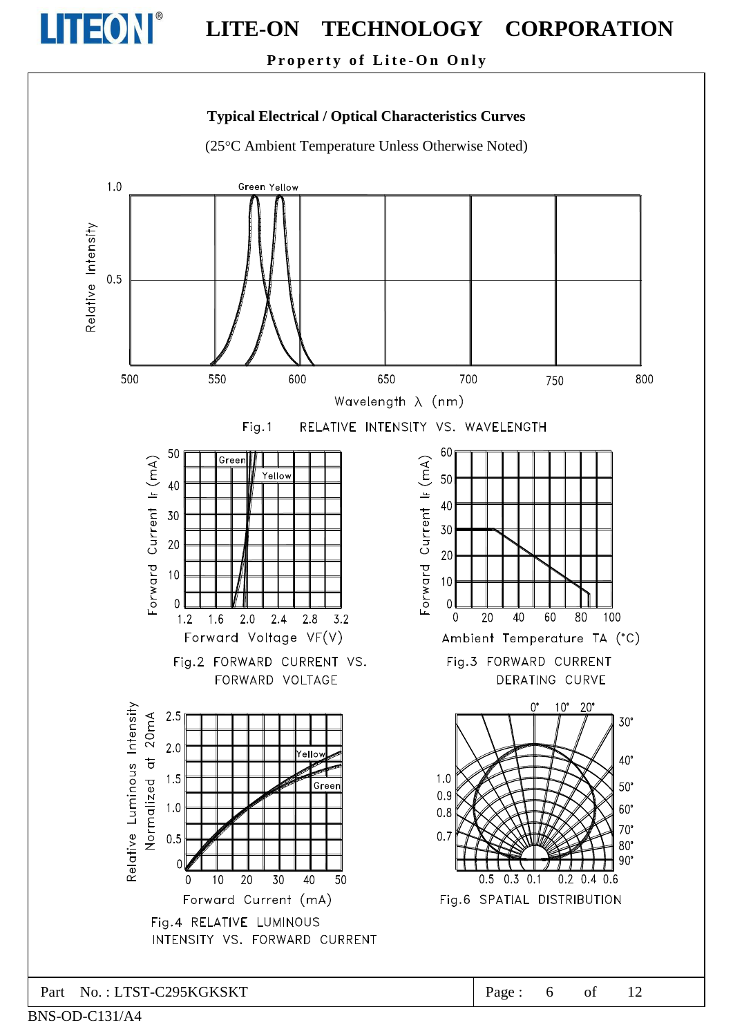## Typical Electrical / Optical Characteristics Curves

(25°C Ambient Temperature Unless Otherwise Noted)

Fig.1 RELATIVE INTENSITY VS. WAVELENGTH

Fig.2 FORWARD CURRENT VS. FORWARD VOLTAGE

Fig.3 FORWARD CURRENT DERATING CURVE

Fig.4 RELATIVE LUMINOUS INTENSITY VS. FORWARD CURRENT

Fig.6 SPATIAL DISTRIBUTION

Part No. : LTST-C295KGKSKT

BNS-OD-C131/A4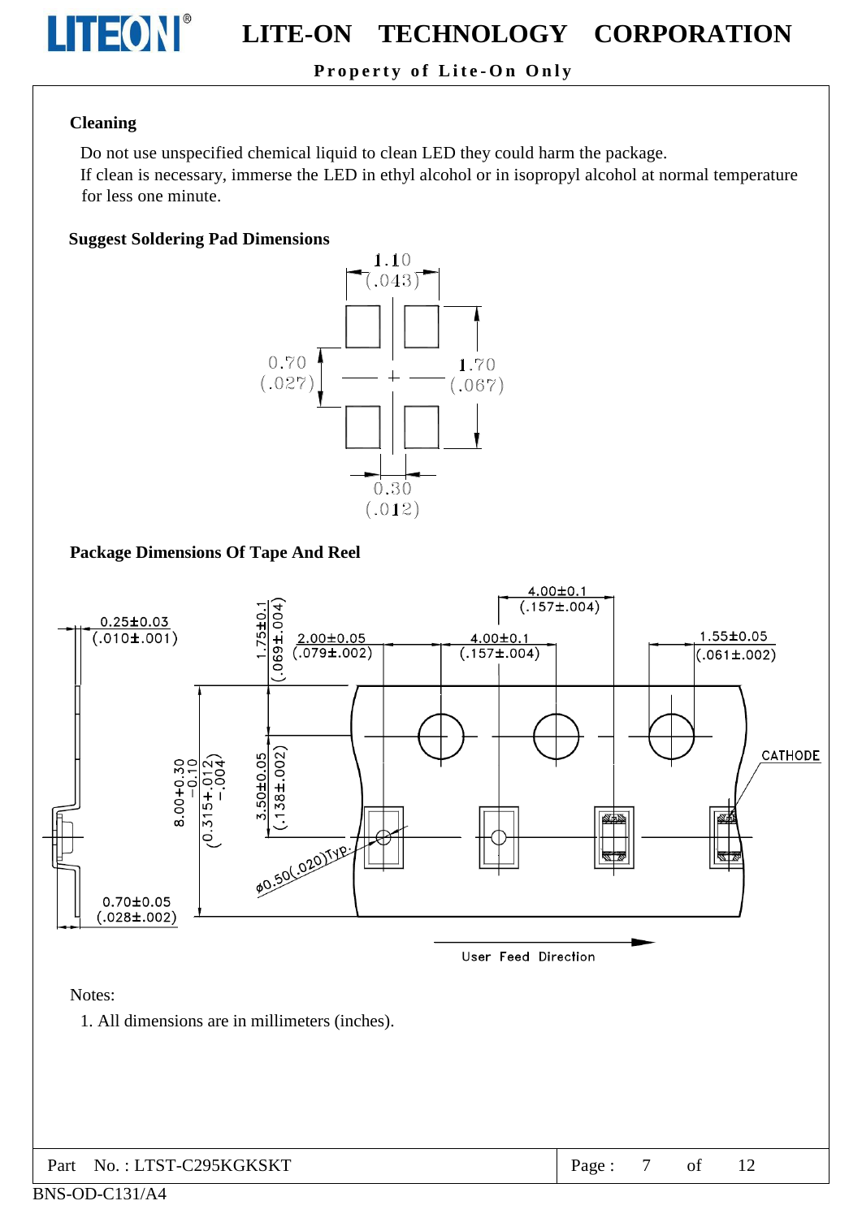**Cleaning**

Do not use unspecified chemical liquid to clean LED they could harm the package.
If clean is necessary, immerse the LED in ethyl alcohol or in isopropyl alcohol at normal temperature for less one minute.

**Suggest Soldering Pad Dimensions**

1.10 (.043)

0.70 (.027)

1.70 (.067)

0.30 (.012)

**Package Dimensions Of Tape And Reel**

4.00±0.1 (.157±.004)

0.25±0.03 (.010±.001)

1.75±0.1 (.069±.004)

2.00±0.05 (.079±.002)

4.00±0.1 (.157±.004)

1.55±0.05 (.061±.002)

CATHODE

8.00+0.30 −0.10 (0.315+.012 −.004)

3.50±0.05 (.138±.002)

ø0.50(.020)Typ.

0.70±0.05 (.028±.002)

User Feed Direction

Notes:

1. All dimensions are in millimeters (inches).

Part No. : LTST-C295KGKSKT

BNS-OD-C131/A4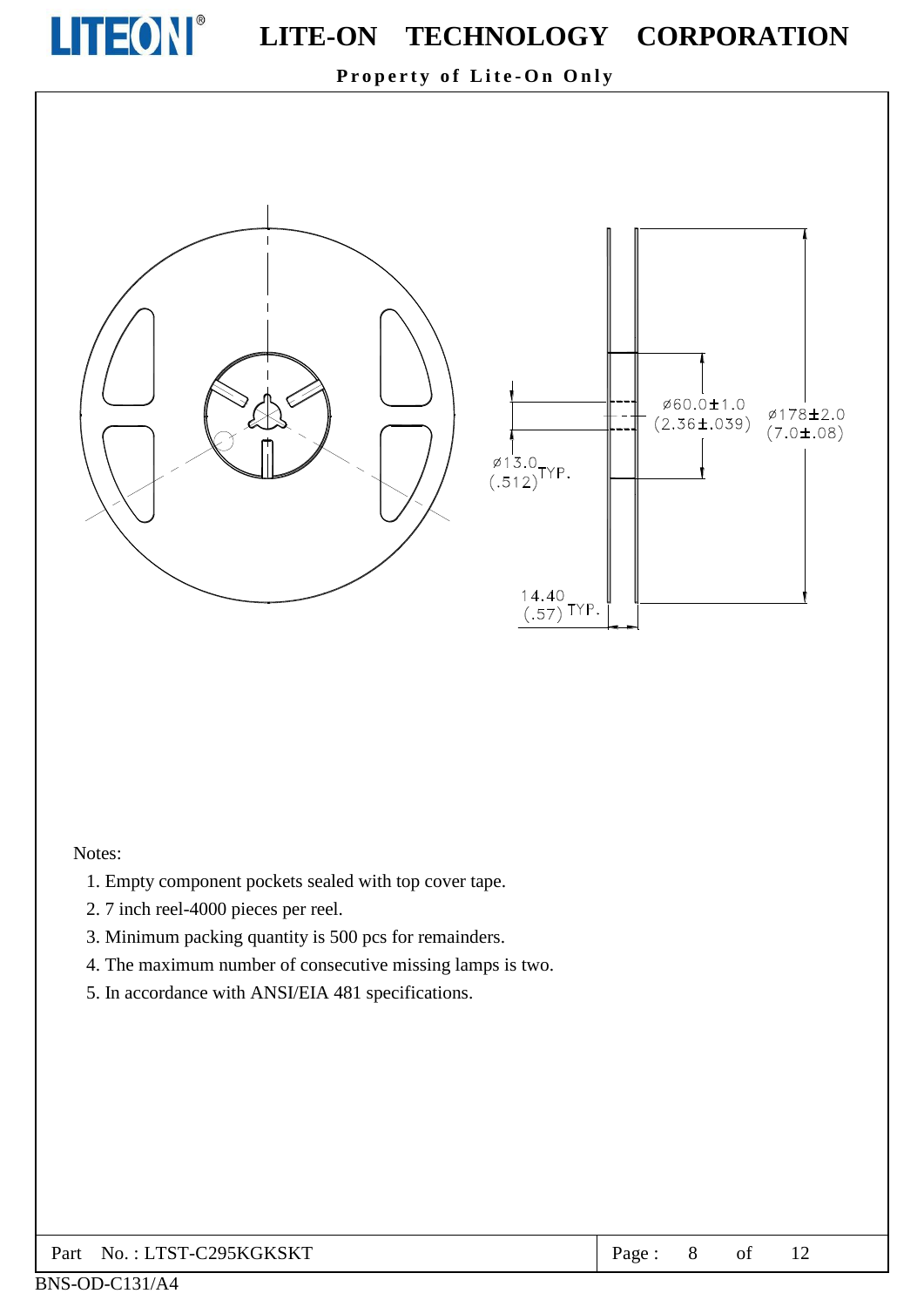Notes:

1. Empty component pockets sealed with top cover tape.
2. 7 inch reel-4000 pieces per reel.
3. Minimum packing quantity is 500 pcs for remainders.
4. The maximum number of consecutive missing lamps is two.
5. In accordance with ANSI/EIA 481 specifications.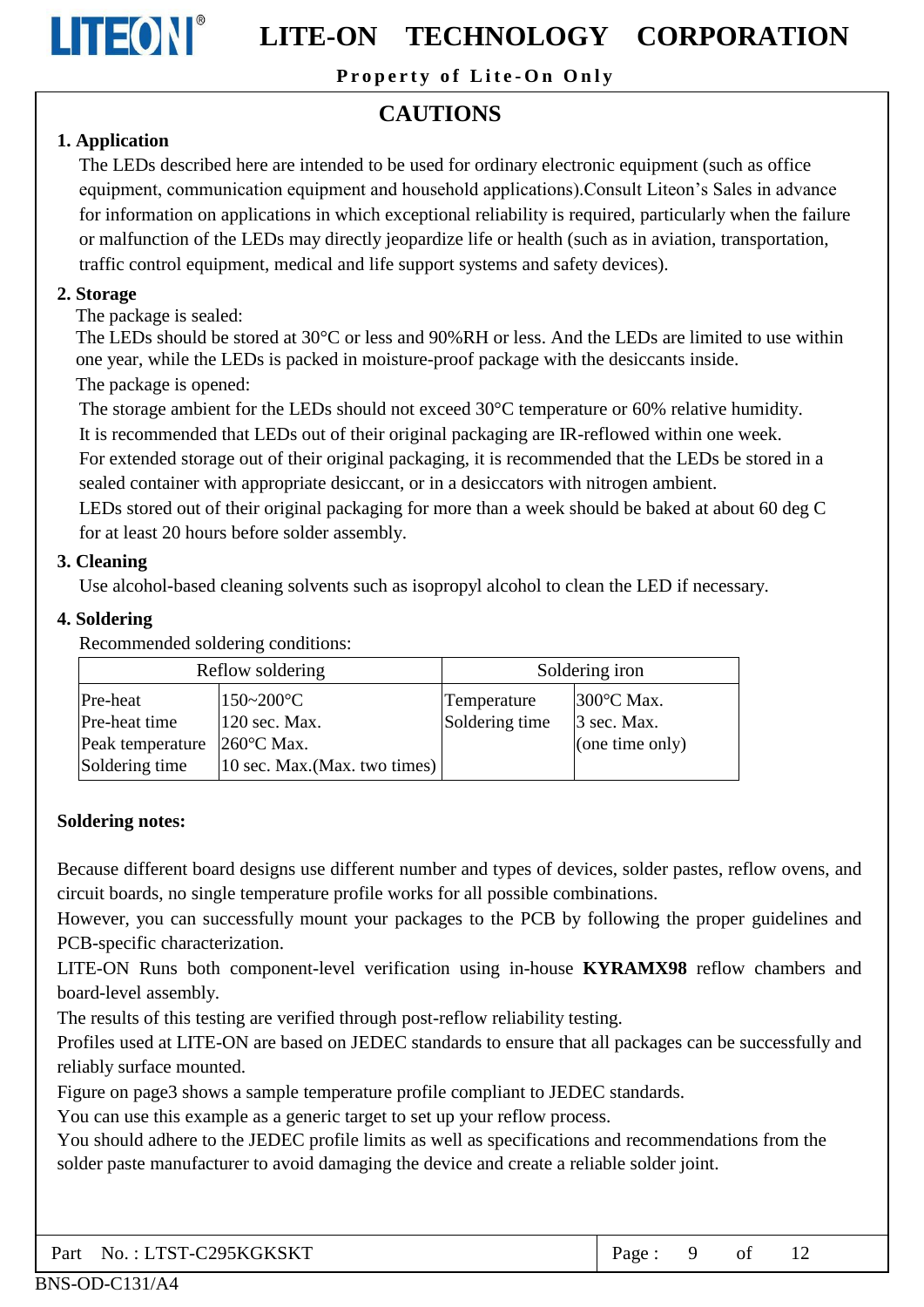# CAUTIONS

## 1. Application

The LEDs described here are intended to be used for ordinary electronic equipment (such as office equipment, communication equipment and household applications).Consult Liteon's Sales in advance for information on applications in which exceptional reliability is required, particularly when the failure or malfunction of the LEDs may directly jeopardize life or health (such as in aviation, transportation, traffic control equipment, medical and life support systems and safety devices).

## 2. Storage

The package is sealed:

The LEDs should be stored at 30°C or less and 90%RH or less. And the LEDs are limited to use within one year, while the LEDs is packed in moisture-proof package with the desiccants inside.

The package is opened:

The storage ambient for the LEDs should not exceed 30°C temperature or 60% relative humidity.

It is recommended that LEDs out of their original packaging are IR-reflowed within one week.

For extended storage out of their original packaging, it is recommended that the LEDs be stored in a sealed container with appropriate desiccant, or in a desiccators with nitrogen ambient.

LEDs stored out of their original packaging for more than a week should be baked at about 60 deg C for at least 20 hours before solder assembly.

## 3. Cleaning

Use alcohol-based cleaning solvents such as isopropyl alcohol to clean the LED if necessary.

## 4. Soldering

Recommended soldering conditions:

| Reflow soldering | | Soldering iron | |
|---|---|---|---|
| Pre-heat<br>Pre-heat time<br>Peak temperature<br>Soldering time | 150~200°C<br>120 sec. Max.<br>260°C Max.<br>10 sec. Max.(Max. two times) | Temperature<br>Soldering time | 300°C Max.<br>3 sec. Max.<br>(one time only) |

**Soldering notes:**

Because different board designs use different number and types of devices, solder pastes, reflow ovens, and circuit boards, no single temperature profile works for all possible combinations.

However, you can successfully mount your packages to the PCB by following the proper guidelines and PCB-specific characterization.

LITE-ON Runs both component-level verification using in-house **KYRAMX98** reflow chambers and board-level assembly.

The results of this testing are verified through post-reflow reliability testing.

Profiles used at LITE-ON are based on JEDEC standards to ensure that all packages can be successfully and reliably surface mounted.

Figure on page3 shows a sample temperature profile compliant to JEDEC standards.

You can use this example as a generic target to set up your reflow process.

You should adhere to the JEDEC profile limits as well as specifications and recommendations from the solder paste manufacturer to avoid damaging the device and create a reliable solder joint.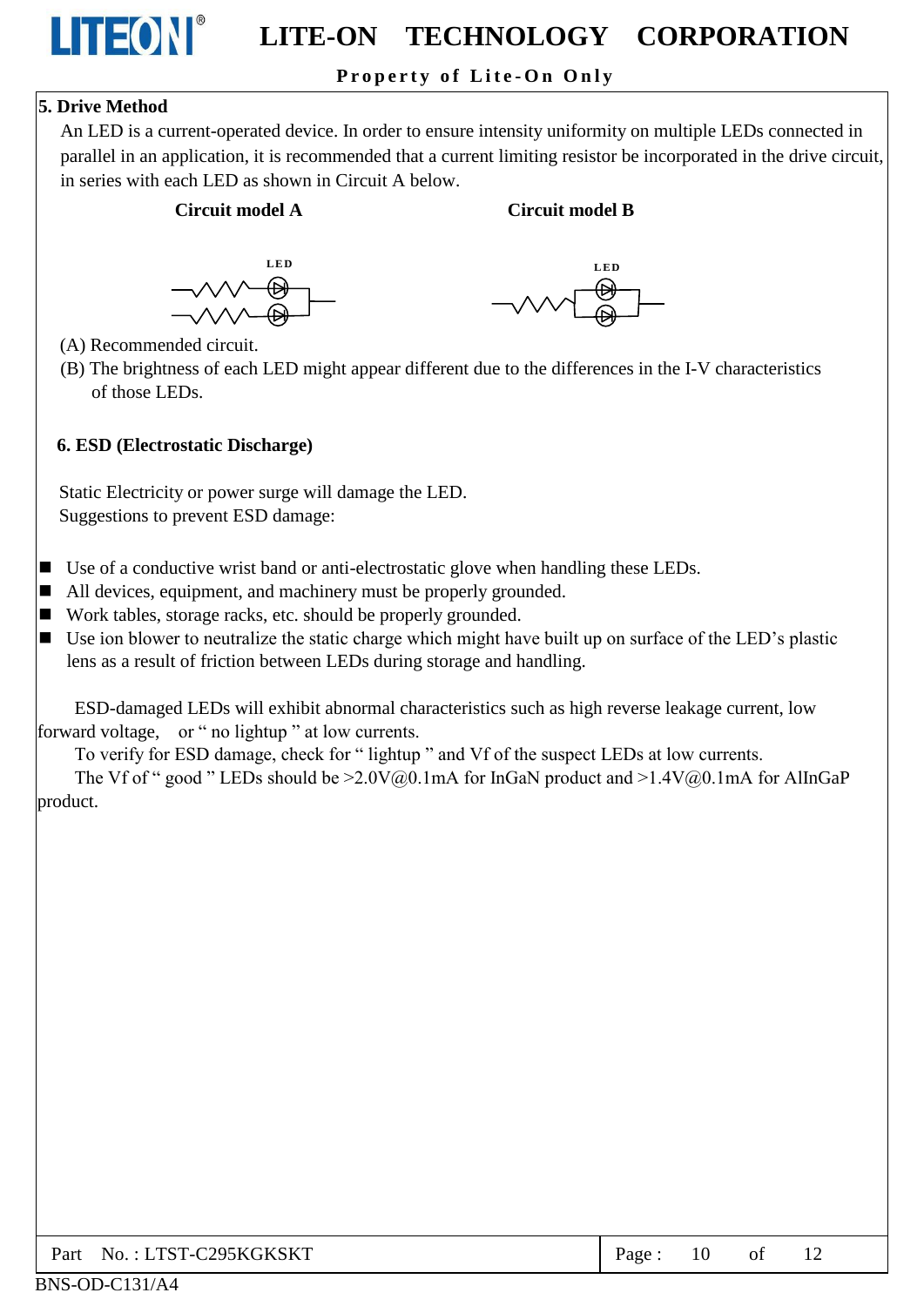## 5. Drive Method

An LED is a current-operated device. In order to ensure intensity uniformity on multiple LEDs connected in parallel in an application, it is recommended that a current limiting resistor be incorporated in the drive circuit, in series with each LED as shown in Circuit A below.

**Circuit model A** **Circuit model B**

LED LED

(A) Recommended circuit.

(B) The brightness of each LED might appear different due to the differences in the I-V characteristics of those LEDs.

## 6. ESD (Electrostatic Discharge)

Static Electricity or power surge will damage the LED.
Suggestions to prevent ESD damage:

- Use of a conductive wrist band or anti-electrostatic glove when handling these LEDs.
- All devices, equipment, and machinery must be properly grounded.
- Work tables, storage racks, etc. should be properly grounded.
- Use ion blower to neutralize the static charge which might have built up on surface of the LED's plastic lens as a result of friction between LEDs during storage and handling.

ESD-damaged LEDs will exhibit abnormal characteristics such as high reverse leakage current, low forward voltage, or " no lightup " at low currents.

To verify for ESD damage, check for " lightup " and Vf of the suspect LEDs at low currents.

The Vf of " good " LEDs should be >2.0V@0.1mA for InGaN product and >1.4V@0.1mA for AlInGaP product.

Part No. : LTST-C295KGKSKT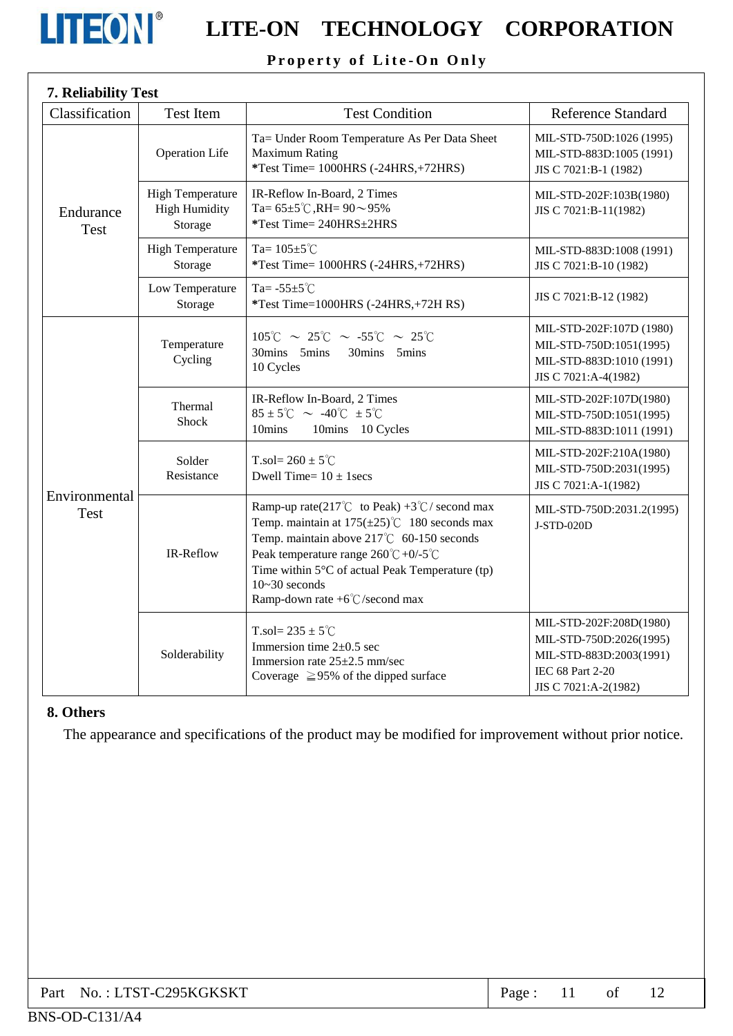## 7. Reliability Test

| Classification | Test Item | Test Condition | Reference Standard |
|---|---|---|---|
| Endurance Test | Operation Life | Ta= Under Room Temperature As Per Data Sheet Maximum Rating<br>*Test Time= 1000HRS (-24HRS,+72HRS) | MIL-STD-750D:1026 (1995)<br>MIL-STD-883D:1005 (1991)<br>JIS C 7021:B-1 (1982) |
| | High Temperature High Humidity Storage | IR-Reflow In-Board, 2 Times<br>Ta= 65±5℃,RH= 90～95%<br>*Test Time= 240HRS±2HRS | MIL-STD-202F:103B(1980)<br>JIS C 7021:B-11(1982) |
| | High Temperature Storage | Ta= 105±5℃<br>*Test Time= 1000HRS (-24HRS,+72HRS) | MIL-STD-883D:1008 (1991)<br>JIS C 7021:B-10 (1982) |
| | Low Temperature Storage | Ta= -55±5℃<br>*Test Time=1000HRS (-24HRS,+72H RS) | JIS C 7021:B-12 (1982) |
| Environmental Test | Temperature Cycling | 105℃ ～ 25℃ ～ -55℃ ～ 25℃<br>30mins 5mins 30mins 5mins<br>10 Cycles | MIL-STD-202F:107D (1980)<br>MIL-STD-750D:1051(1995)<br>MIL-STD-883D:1010 (1991)<br>JIS C 7021:A-4(1982) |
| | Thermal Shock | IR-Reflow In-Board, 2 Times<br>85 ± 5℃ ～ -40℃ ± 5℃<br>10mins 10mins 10 Cycles | MIL-STD-202F:107D(1980)<br>MIL-STD-750D:1051(1995)<br>MIL-STD-883D:1011 (1991) |
| | Solder Resistance | T.sol= 260 ± 5℃<br>Dwell Time= 10 ± 1secs | MIL-STD-202F:210A(1980)<br>MIL-STD-750D:2031(1995)<br>JIS C 7021:A-1(1982) |
| | IR-Reflow | Ramp-up rate(217℃ to Peak) +3℃/ second max<br>Temp. maintain at 175(±25)℃ 180 seconds max<br>Temp. maintain above 217℃ 60-150 seconds<br>Peak temperature range 260℃+0/-5℃<br>Time within 5°C of actual Peak Temperature (tp) 10~30 seconds<br>Ramp-down rate +6℃/second max | MIL-STD-750D:2031.2(1995)<br>J-STD-020D |
| | Solderability | T.sol= 235 ± 5℃<br>Immersion time 2±0.5 sec<br>Immersion rate 25±2.5 mm/sec<br>Coverage ≧95% of the dipped surface | MIL-STD-202F:208D(1980)<br>MIL-STD-750D:2026(1995)<br>MIL-STD-883D:2003(1991)<br>IEC 68 Part 2-20<br>JIS C 7021:A-2(1982) |

## 8. Others

The appearance and specifications of the product may be modified for improvement without prior notice.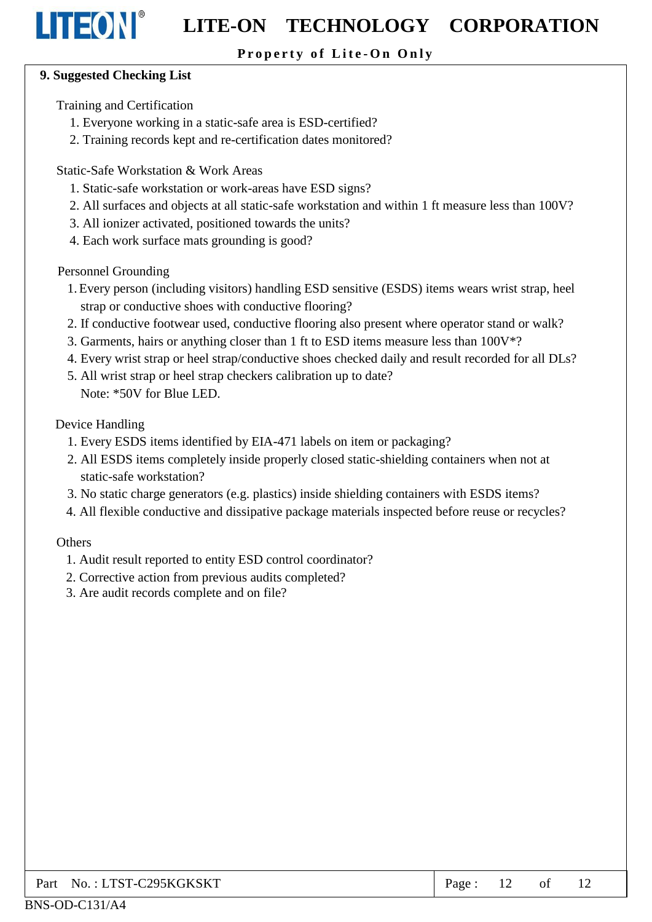## 9. Suggested Checking List

Training and Certification

1. Everyone working in a static-safe area is ESD-certified?
2. Training records kept and re-certification dates monitored?

Static-Safe Workstation & Work Areas

1. Static-safe workstation or work-areas have ESD signs?
2. All surfaces and objects at all static-safe workstation and within 1 ft measure less than 100V?
3. All ionizer activated, positioned towards the units?
4. Each work surface mats grounding is good?

Personnel Grounding

1. Every person (including visitors) handling ESD sensitive (ESDS) items wears wrist strap, heel strap or conductive shoes with conductive flooring?
2. If conductive footwear used, conductive flooring also present where operator stand or walk?
3. Garments, hairs or anything closer than 1 ft to ESD items measure less than 100V*?
4. Every wrist strap or heel strap/conductive shoes checked daily and result recorded for all DLs?
5. All wrist strap or heel strap checkers calibration up to date?

   Note: *50V for Blue LED.

Device Handling

1. Every ESDS items identified by EIA-471 labels on item or packaging?
2. All ESDS items completely inside properly closed static-shielding containers when not at static-safe workstation?
3. No static charge generators (e.g. plastics) inside shielding containers with ESDS items?
4. All flexible conductive and dissipative package materials inspected before reuse or recycles?

Others

1. Audit result reported to entity ESD control coordinator?
2. Corrective action from previous audits completed?
3. Are audit records complete and on file?